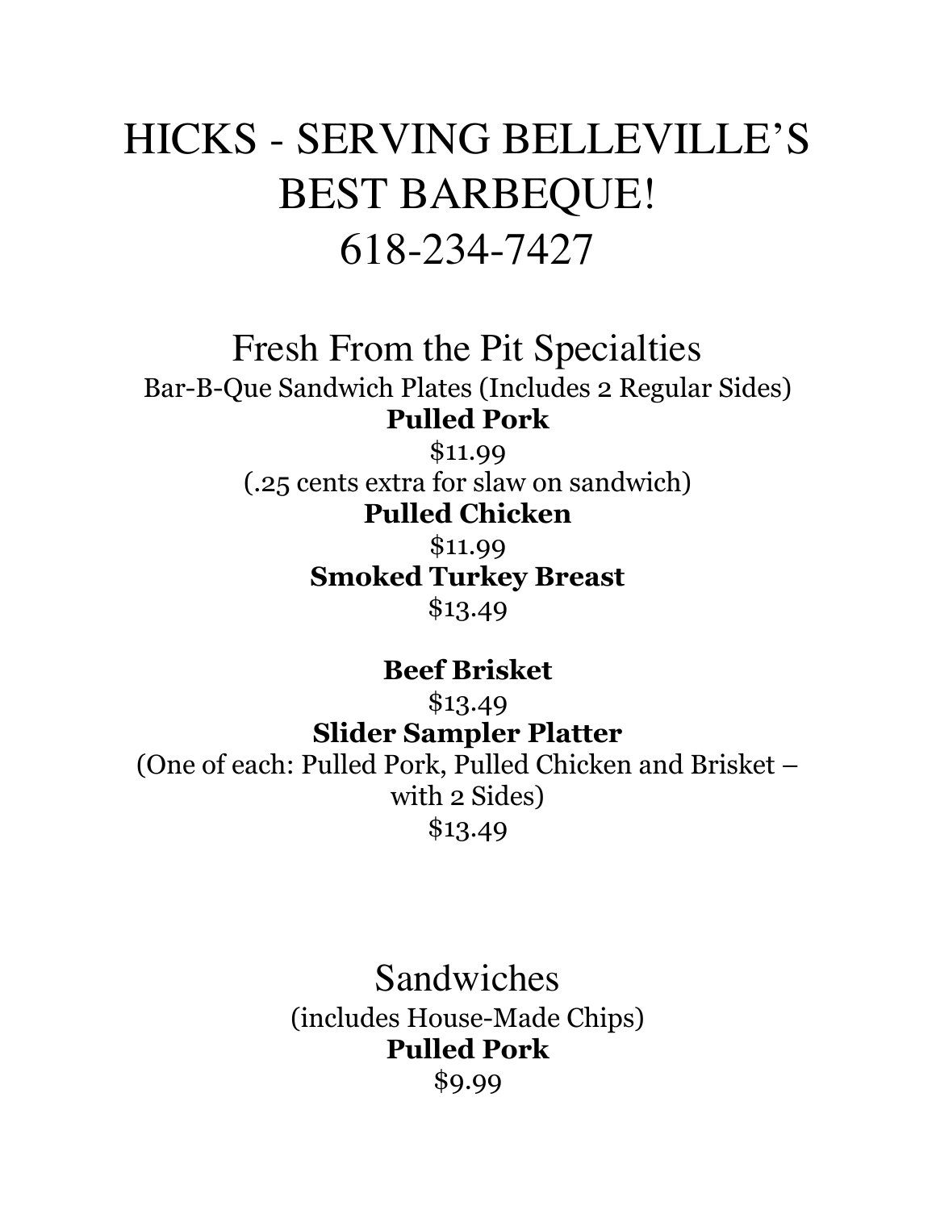# HICKS - SERVING BELLEVILLE'S BEST BARBEQUE!
# 618-234-7427

## Fresh From the Pit Specialties

Bar-B-Que Sandwich Plates (Includes 2 Regular Sides)

**Pulled Pork**

$11.99

(.25 cents extra for slaw on sandwich)

**Pulled Chicken**

$11.99

**Smoked Turkey Breast**

$13.49

**Beef Brisket**

$13.49

**Slider Sampler Platter**

(One of each: Pulled Pork, Pulled Chicken and Brisket – with 2 Sides)

$13.49

## Sandwiches

(includes House-Made Chips)

**Pulled Pork**

$9.99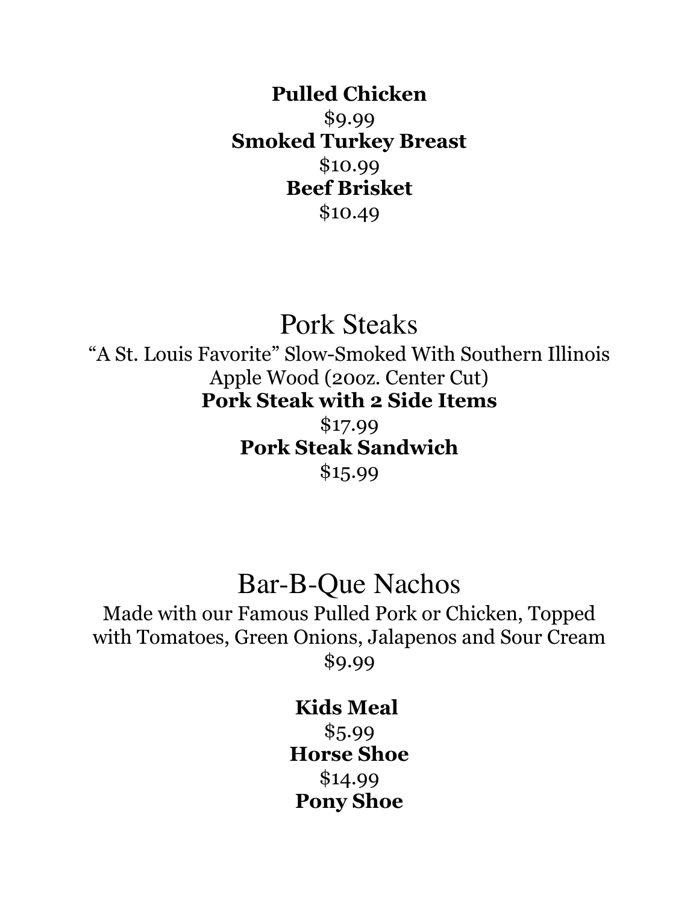**Pulled Chicken**
$9.99
**Smoked Turkey Breast**
$10.99
**Beef Brisket**
$10.49

## Pork Steaks

"A St. Louis Favorite" Slow-Smoked With Southern Illinois Apple Wood (20oz. Center Cut)

**Pork Steak with 2 Side Items**
$17.99
**Pork Steak Sandwich**
$15.99

## Bar-B-Que Nachos

Made with our Famous Pulled Pork or Chicken, Topped with Tomatoes, Green Onions, Jalapenos and Sour Cream
$9.99

**Kids Meal**
$5.99
**Horse Shoe**
$14.99
**Pony Shoe**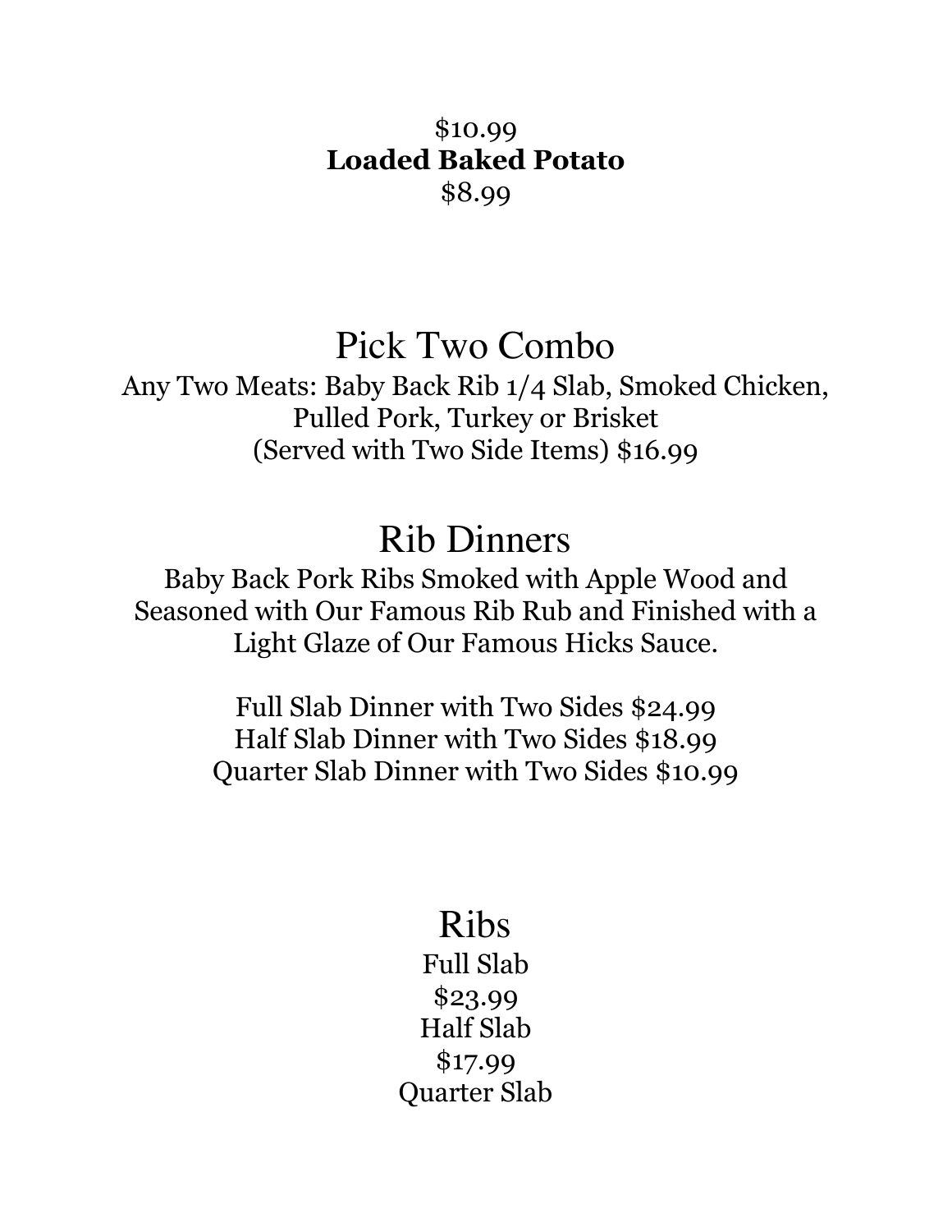$10.99

**Loaded Baked Potato**

$8.99

## Pick Two Combo

Any Two Meats: Baby Back Rib 1/4 Slab, Smoked Chicken, Pulled Pork, Turkey or Brisket
(Served with Two Side Items) $16.99

## Rib Dinners

Baby Back Pork Ribs Smoked with Apple Wood and Seasoned with Our Famous Rib Rub and Finished with a Light Glaze of Our Famous Hicks Sauce.

Full Slab Dinner with Two Sides $24.99
Half Slab Dinner with Two Sides $18.99
Quarter Slab Dinner with Two Sides $10.99

## Ribs

Full Slab
$23.99
Half Slab
$17.99
Quarter Slab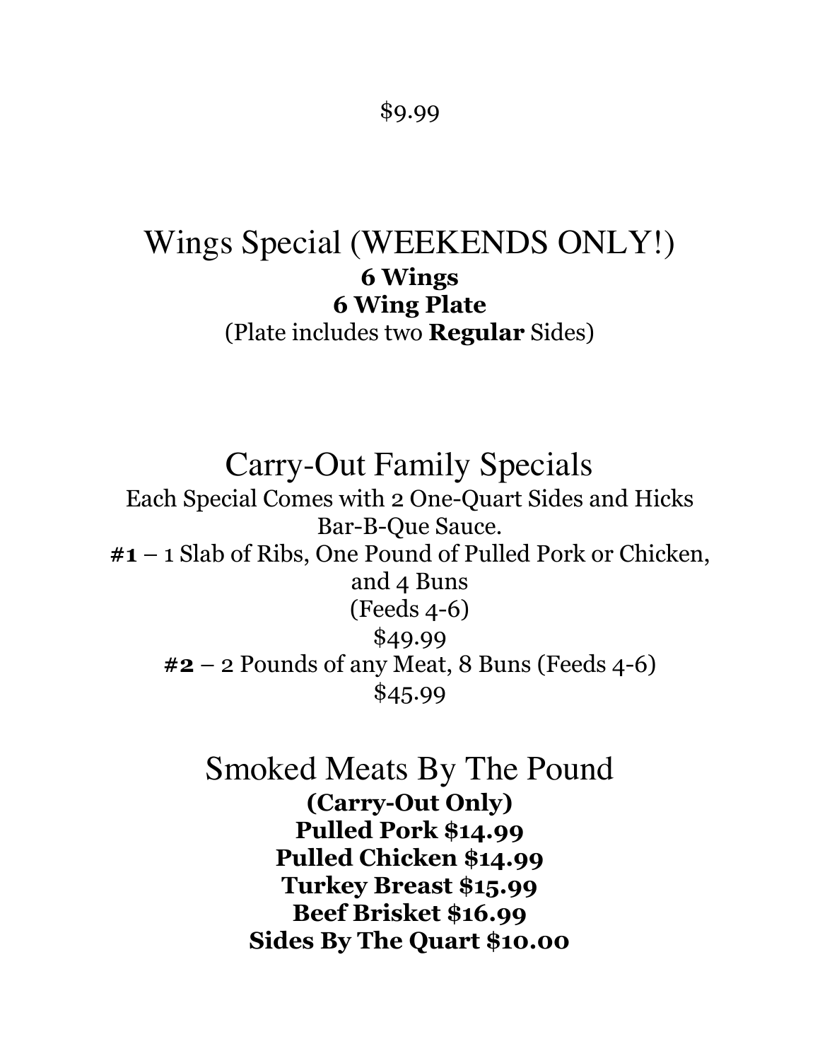$9.99

## Wings Special (WEEKENDS ONLY!)

**6 Wings**

**6 Wing Plate**

(Plate includes two **Regular** Sides)

## Carry-Out Family Specials

Each Special Comes with 2 One-Quart Sides and Hicks Bar-B-Que Sauce.

**#1** – 1 Slab of Ribs, One Pound of Pulled Pork or Chicken, and 4 Buns
(Feeds 4-6)
$49.99

**#2** – 2 Pounds of any Meat, 8 Buns (Feeds 4-6)
$45.99

## Smoked Meats By The Pound

**(Carry-Out Only)**

**Pulled Pork $14.99**

**Pulled Chicken $14.99**

**Turkey Breast $15.99**

**Beef Brisket $16.99**

**Sides By The Quart $10.00**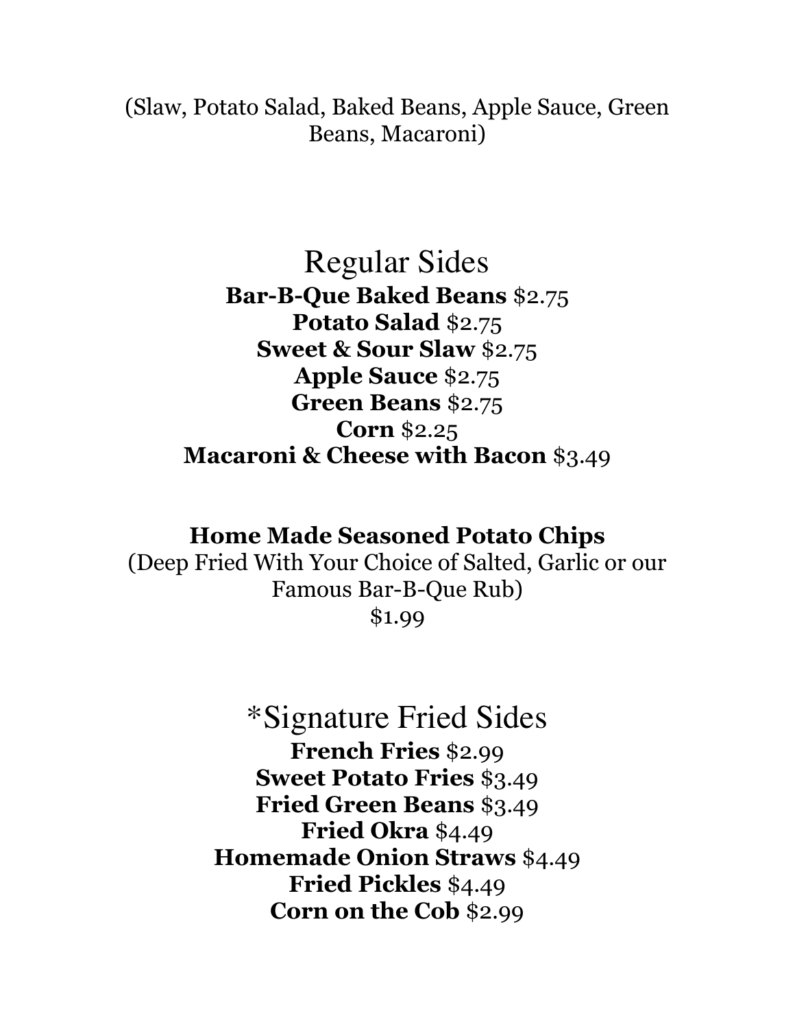(Slaw, Potato Salad, Baked Beans, Apple Sauce, Green Beans, Macaroni)

## Regular Sides

**Bar-B-Que Baked Beans** $2.75
**Potato Salad** $2.75
**Sweet & Sour Slaw** $2.75
**Apple Sauce** $2.75
**Green Beans** $2.75
**Corn** $2.25
**Macaroni & Cheese with Bacon** $3.49

**Home Made Seasoned Potato Chips**
(Deep Fried With Your Choice of Salted, Garlic or our Famous Bar-B-Que Rub)
$1.99

## *Signature Fried Sides

**French Fries** $2.99
**Sweet Potato Fries** $3.49
**Fried Green Beans** $3.49
**Fried Okra** $4.49
**Homemade Onion Straws** $4.49
**Fried Pickles** $4.49
**Corn on the Cob** $2.99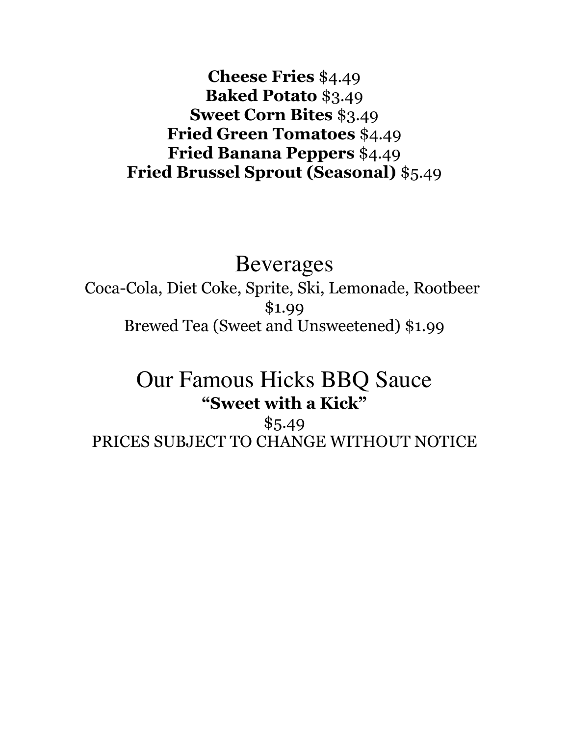**Cheese Fries** $4.49
**Baked Potato** $3.49
**Sweet Corn Bites** $3.49
**Fried Green Tomatoes** $4.49
**Fried Banana Peppers** $4.49
**Fried Brussel Sprout (Seasonal)** $5.49

## Beverages

Coca-Cola, Diet Coke, Sprite, Ski, Lemonade, Rootbeer
$1.99
Brewed Tea (Sweet and Unsweetened) $1.99

## Our Famous Hicks BBQ Sauce

**"Sweet with a Kick"**
$5.49
PRICES SUBJECT TO CHANGE WITHOUT NOTICE